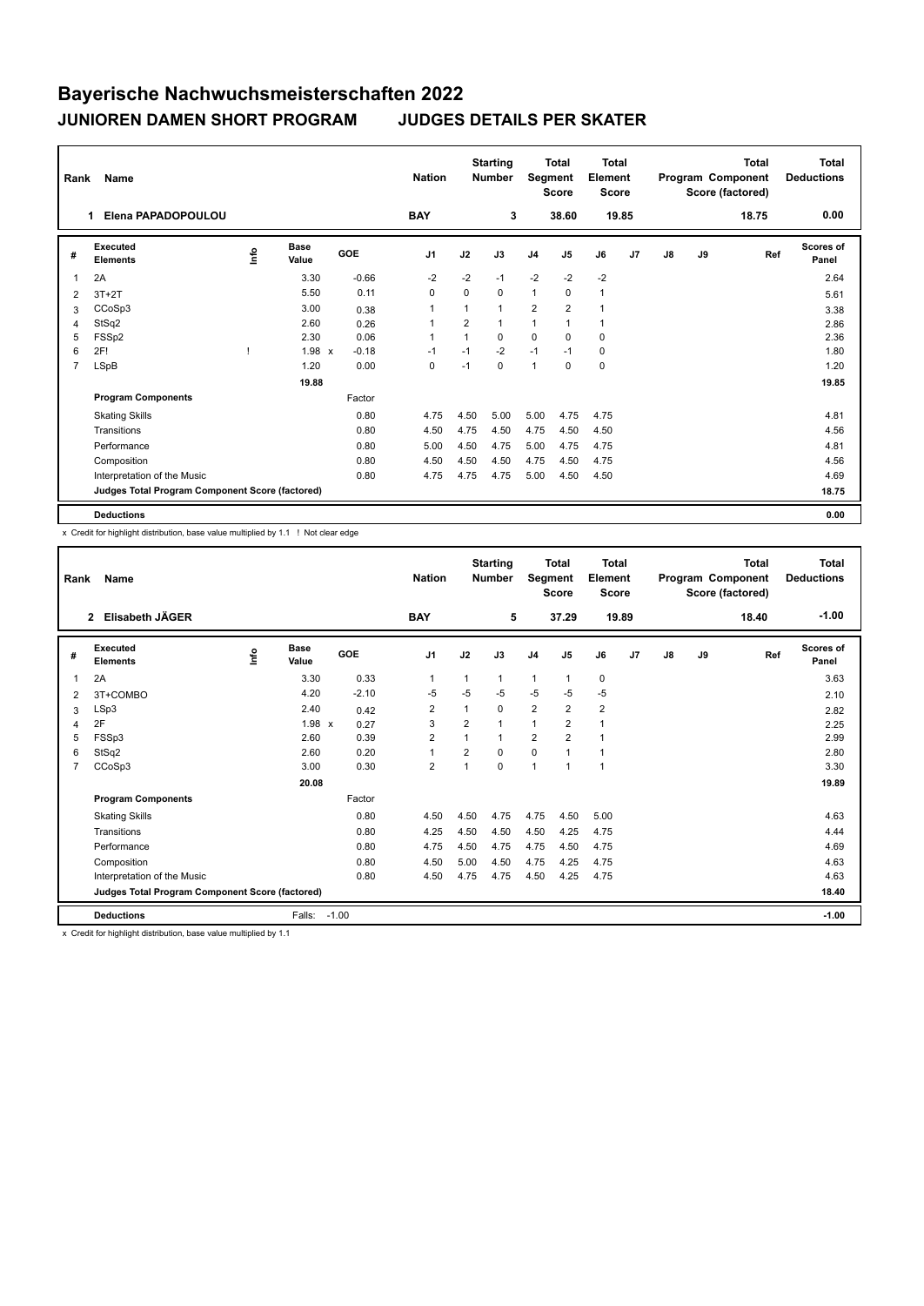# Bayerische Nachwuchsmeisterschaften 2022

## JUNIOREN DAMEN SHORT PROGRAM JUDGES DETAILS PER SKATER

| Rank | Name | Nation | Starting Number | Total Segment Score | Total Element Score | Total Program Component Score (factored) | Total Deductions |
|---|---|---|---|---|---|---|---|
| 1 | Elena PAPADOPOULOU | BAY | 3 | 38.60 | 19.85 | 18.75 | 0.00 |

| # | Executed Elements | Info | Base Value | | GOE | J1 | J2 | J3 | J4 | J5 | J6 | J7 | J8 | J9 | Ref | Scores of Panel |
|---|---|---|---|---|---|---|---|---|---|---|---|---|---|---|---|---|
| 1 | 2A | | 3.30 | | -0.66 | -2 | -2 | -1 | -2 | -2 | -2 | | | | | 2.64 |
| 2 | 3T+2T | | 5.50 | | 0.11 | 0 | 0 | 0 | 1 | 0 | 1 | | | | | 5.61 |
| 3 | CCoSp3 | | 3.00 | | 0.38 | 1 | 1 | 1 | 2 | 2 | 1 | | | | | 3.38 |
| 4 | StSq2 | | 2.60 | | 0.26 | 1 | 2 | 1 | 1 | 1 | 1 | | | | | 2.86 |
| 5 | FSSp2 | | 2.30 | | 0.06 | 1 | 1 | 0 | 0 | 0 | 0 | | | | | 2.36 |
| 6 | 2F! | ! | 1.98 | x | -0.18 | -1 | -1 | -2 | -1 | -1 | 0 | | | | | 1.80 |
| 7 | LSpB | | 1.20 | | 0.00 | 0 | -1 | 0 | 1 | 0 | 0 | | | | | 1.20 |
| | | | 19.88 | | | | | | | | | | | | | 19.85 |
| | **Program Components** | | | | Factor | | | | | | | | | | | |
| | Skating Skills | | | | 0.80 | 4.75 | 4.50 | 5.00 | 5.00 | 4.75 | 4.75 | | | | | 4.81 |
| | Transitions | | | | 0.80 | 4.50 | 4.75 | 4.50 | 4.75 | 4.50 | 4.50 | | | | | 4.56 |
| | Performance | | | | 0.80 | 5.00 | 4.50 | 4.75 | 5.00 | 4.75 | 4.75 | | | | | 4.81 |
| | Composition | | | | 0.80 | 4.50 | 4.50 | 4.50 | 4.75 | 4.50 | 4.75 | | | | | 4.56 |
| | Interpretation of the Music | | | | 0.80 | 4.75 | 4.75 | 4.75 | 5.00 | 4.50 | 4.50 | | | | | 4.69 |
| | **Judges Total Program Component Score (factored)** | | | | | | | | | | | | | | | **18.75** |
| | **Deductions** | | | | | | | | | | | | | | | **0.00** |

x Credit for highlight distribution, base value multiplied by 1.1 ! Not clear edge

| Rank | Name | Nation | Starting Number | Total Segment Score | Total Element Score | Total Program Component Score (factored) | Total Deductions |
|---|---|---|---|---|---|---|---|
| 2 | Elisabeth JÄGER | BAY | 5 | 37.29 | 19.89 | 18.40 | -1.00 |

| # | Executed Elements | Info | Base Value | | GOE | J1 | J2 | J3 | J4 | J5 | J6 | J7 | J8 | J9 | Ref | Scores of Panel |
|---|---|---|---|---|---|---|---|---|---|---|---|---|---|---|---|---|
| 1 | 2A | | 3.30 | | 0.33 | 1 | 1 | 1 | 1 | 1 | 0 | | | | | 3.63 |
| 2 | 3T+COMBO | | 4.20 | | -2.10 | -5 | -5 | -5 | -5 | -5 | -5 | | | | | 2.10 |
| 3 | LSp3 | | 2.40 | | 0.42 | 2 | 1 | 0 | 2 | 2 | 2 | | | | | 2.82 |
| 4 | 2F | | 1.98 | x | 0.27 | 3 | 2 | 1 | 1 | 2 | 1 | | | | | 2.25 |
| 5 | FSSp3 | | 2.60 | | 0.39 | 2 | 1 | 1 | 2 | 2 | 1 | | | | | 2.99 |
| 6 | StSq2 | | 2.60 | | 0.20 | 1 | 2 | 0 | 0 | 1 | 1 | | | | | 2.80 |
| 7 | CCoSp3 | | 3.00 | | 0.30 | 2 | 1 | 0 | 1 | 1 | 1 | | | | | 3.30 |
| | | | 20.08 | | | | | | | | | | | | | 19.89 |
| | **Program Components** | | | | Factor | | | | | | | | | | | |
| | Skating Skills | | | | 0.80 | 4.50 | 4.50 | 4.75 | 4.75 | 4.50 | 5.00 | | | | | 4.63 |
| | Transitions | | | | 0.80 | 4.25 | 4.50 | 4.50 | 4.50 | 4.25 | 4.75 | | | | | 4.44 |
| | Performance | | | | 0.80 | 4.75 | 4.50 | 4.75 | 4.75 | 4.50 | 4.75 | | | | | 4.69 |
| | Composition | | | | 0.80 | 4.50 | 5.00 | 4.50 | 4.75 | 4.25 | 4.75 | | | | | 4.63 |
| | Interpretation of the Music | | | | 0.80 | 4.50 | 4.75 | 4.75 | 4.50 | 4.25 | 4.75 | | | | | 4.63 |
| | **Judges Total Program Component Score (factored)** | | | | | | | | | | | | | | | **18.40** |
| | **Deductions** | | Falls: | -1.00 | | | | | | | | | | | | **-1.00** |

x Credit for highlight distribution, base value multiplied by 1.1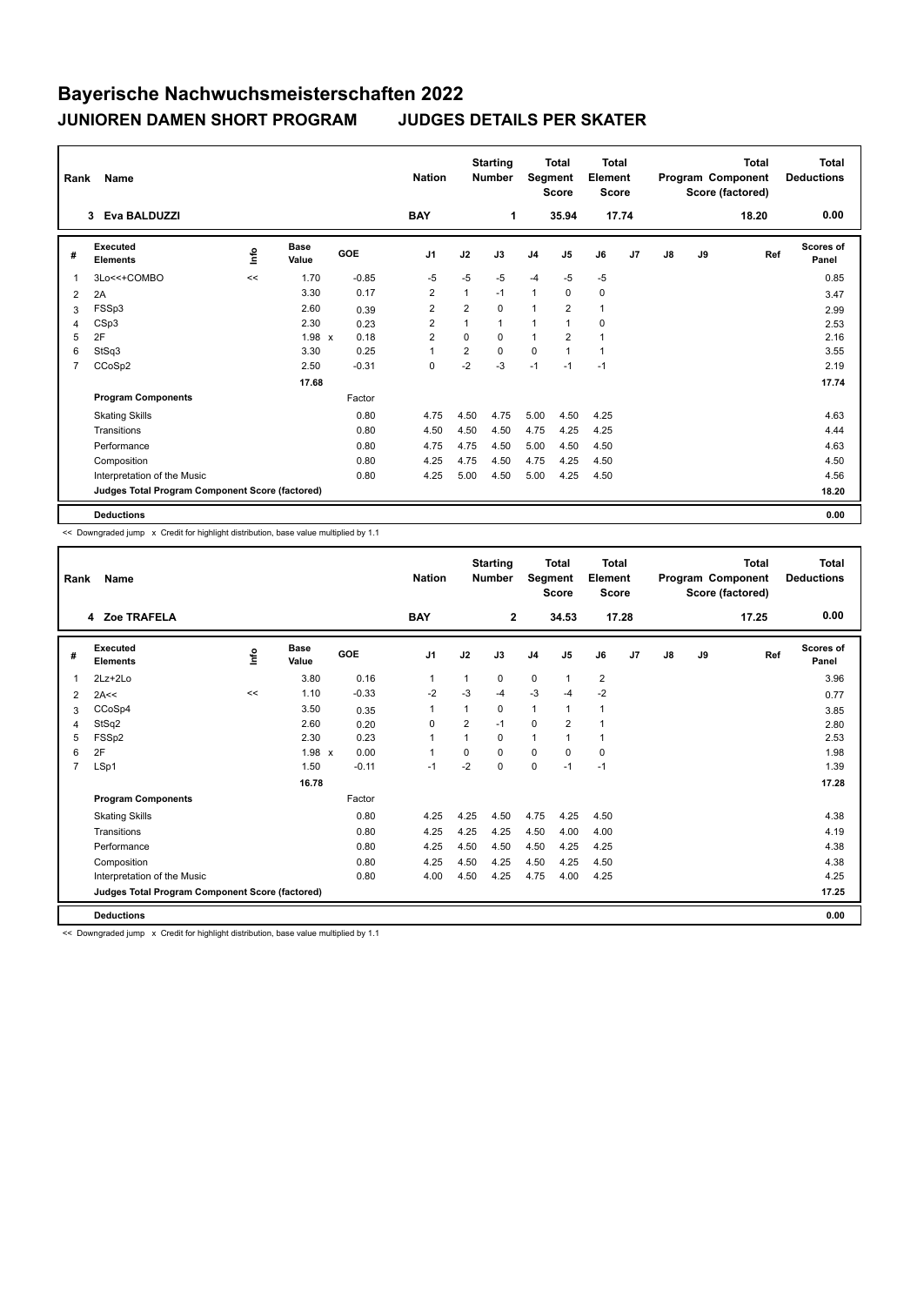# Bayerische Nachwuchsmeisterschaften 2022

## JUNIOREN DAMEN SHORT PROGRAM JUDGES DETAILS PER SKATER

| Rank | Name | Nation | Starting Number | Total Segment Score | Total Element Score | Total Program Component Score (factored) | Total Deductions |
|---|---|---|---|---|---|---|---|
| 3 | Eva BALDUZZI | BAY | 1 | 35.94 | 17.74 | 18.20 | 0.00 |

| # | Executed Elements | Info | Base Value | GOE | J1 | J2 | J3 | J4 | J5 | J6 | J7 | J8 | J9 | Ref | Scores of Panel |
|---|---|---|---|---|---|---|---|---|---|---|---|---|---|---|---|
| 1 | 3Lo<<+COMBO | << | 1.70 | -0.85 | -5 | -5 | -5 | -4 | -5 | -5 | | | | | 0.85 |
| 2 | 2A | | 3.30 | 0.17 | 2 | 1 | -1 | 1 | 0 | 0 | | | | | 3.47 |
| 3 | FSSp3 | | 2.60 | 0.39 | 2 | 2 | 0 | 1 | 2 | 1 | | | | | 2.99 |
| 4 | CSp3 | | 2.30 | 0.23 | 2 | 1 | 1 | 1 | 1 | 0 | | | | | 2.53 |
| 5 | 2F | | 1.98 x | 0.18 | 2 | 0 | 0 | 1 | 2 | 1 | | | | | 2.16 |
| 6 | StSq3 | | 3.30 | 0.25 | 1 | 2 | 0 | 0 | 1 | 1 | | | | | 3.55 |
| 7 | CCoSp2 | | 2.50 | -0.31 | 0 | -2 | -3 | -1 | -1 | -1 | | | | | 2.19 |
| | | | 17.68 | | | | | | | | | | | | 17.74 |
| | **Program Components** | | | Factor | | | | | | | | | | | |
| | Skating Skills | | | 0.80 | 4.75 | 4.50 | 4.75 | 5.00 | 4.50 | 4.25 | | | | | 4.63 |
| | Transitions | | | 0.80 | 4.50 | 4.50 | 4.50 | 4.75 | 4.25 | 4.25 | | | | | 4.44 |
| | Performance | | | 0.80 | 4.75 | 4.75 | 4.50 | 5.00 | 4.50 | 4.50 | | | | | 4.63 |
| | Composition | | | 0.80 | 4.25 | 4.75 | 4.50 | 4.75 | 4.25 | 4.50 | | | | | 4.50 |
| | Interpretation of the Music | | | 0.80 | 4.25 | 5.00 | 4.50 | 5.00 | 4.25 | 4.50 | | | | | 4.56 |
| | **Judges Total Program Component Score (factored)** | | | | | | | | | | | | | | 18.20 |
| | **Deductions** | | | | | | | | | | | | | | 0.00 |

<< Downgraded jump x Credit for highlight distribution, base value multiplied by 1.1

| Rank | Name | Nation | Starting Number | Total Segment Score | Total Element Score | Total Program Component Score (factored) | Total Deductions |
|---|---|---|---|---|---|---|---|
| 4 | Zoe TRAFELA | BAY | 2 | 34.53 | 17.28 | 17.25 | 0.00 |

| # | Executed Elements | Info | Base Value | GOE | J1 | J2 | J3 | J4 | J5 | J6 | J7 | J8 | J9 | Ref | Scores of Panel |
|---|---|---|---|---|---|---|---|---|---|---|---|---|---|---|---|
| 1 | 2Lz+2Lo | | 3.80 | 0.16 | 1 | 1 | 0 | 0 | 1 | 2 | | | | | 3.96 |
| 2 | 2A<< | << | 1.10 | -0.33 | -2 | -3 | -4 | -3 | -4 | -2 | | | | | 0.77 |
| 3 | CCoSp4 | | 3.50 | 0.35 | 1 | 1 | 0 | 1 | 1 | 1 | | | | | 3.85 |
| 4 | StSq2 | | 2.60 | 0.20 | 0 | 2 | -1 | 0 | 2 | 1 | | | | | 2.80 |
| 5 | FSSp2 | | 2.30 | 0.23 | 1 | 1 | 0 | 1 | 1 | 1 | | | | | 2.53 |
| 6 | 2F | | 1.98 x | 0.00 | 1 | 0 | 0 | 0 | 0 | 0 | | | | | 1.98 |
| 7 | LSp1 | | 1.50 | -0.11 | -1 | -2 | 0 | 0 | -1 | -1 | | | | | 1.39 |
| | | | 16.78 | | | | | | | | | | | | 17.28 |
| | **Program Components** | | | Factor | | | | | | | | | | | |
| | Skating Skills | | | 0.80 | 4.25 | 4.25 | 4.50 | 4.75 | 4.25 | 4.50 | | | | | 4.38 |
| | Transitions | | | 0.80 | 4.25 | 4.25 | 4.25 | 4.50 | 4.00 | 4.00 | | | | | 4.19 |
| | Performance | | | 0.80 | 4.25 | 4.50 | 4.50 | 4.50 | 4.25 | 4.25 | | | | | 4.38 |
| | Composition | | | 0.80 | 4.25 | 4.50 | 4.25 | 4.50 | 4.25 | 4.50 | | | | | 4.38 |
| | Interpretation of the Music | | | 0.80 | 4.00 | 4.50 | 4.25 | 4.75 | 4.00 | 4.25 | | | | | 4.25 |
| | **Judges Total Program Component Score (factored)** | | | | | | | | | | | | | | 17.25 |
| | **Deductions** | | | | | | | | | | | | | | 0.00 |

<< Downgraded jump x Credit for highlight distribution, base value multiplied by 1.1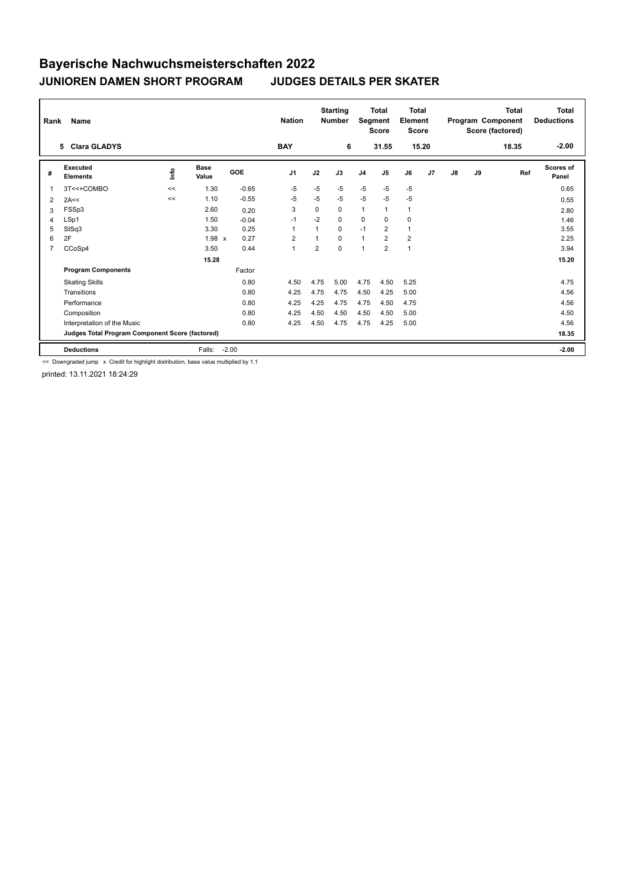# Bayerische Nachwuchsmeisterschaften 2022

## JUNIOREN DAMEN SHORT PROGRAM    JUDGES DETAILS PER SKATER

| Rank | Name | Nation | Starting Number | Total Segment Score | Total Element Score | Total Program Component Score (factored) | Total Deductions |
|---|---|---|---|---|---|---|---|
| 5 | Clara GLADYS | BAY | 6 | 31.55 | 15.20 | 18.35 | -2.00 |

| # | Executed Elements | Info | Base Value | | GOE | J1 | J2 | J3 | J4 | J5 | J6 | J7 | J8 | J9 | Ref | Scores of Panel |
|---|---|---|---|---|---|---|---|---|---|---|---|---|---|---|---|---|
| 1 | 3T<<+COMBO | << | 1.30 | | -0.65 | -5 | -5 | -5 | -5 | -5 | -5 | | | | | 0.65 |
| 2 | 2A<< | << | 1.10 | | -0.55 | -5 | -5 | -5 | -5 | -5 | -5 | | | | | 0.55 |
| 3 | FSSp3 | | 2.60 | | 0.20 | 3 | 0 | 0 | 1 | 1 | 1 | | | | | 2.80 |
| 4 | LSp1 | | 1.50 | | -0.04 | -1 | -2 | 0 | 0 | 0 | 0 | | | | | 1.46 |
| 5 | StSq3 | | 3.30 | | 0.25 | 1 | 1 | 0 | -1 | 2 | 1 | | | | | 3.55 |
| 6 | 2F | | 1.98 | x | 0.27 | 2 | 1 | 0 | 1 | 2 | 2 | | | | | 2.25 |
| 7 | CCoSp4 | | 3.50 | | 0.44 | 1 | 2 | 0 | 1 | 2 | 1 | | | | | 3.94 |
| | | | 15.28 | | | | | | | | | | | | | 15.20 |
| | **Program Components** | | | | Factor | | | | | | | | | | | |
| | Skating Skills | | | | 0.80 | 4.50 | 4.75 | 5.00 | 4.75 | 4.50 | 5.25 | | | | | 4.75 |
| | Transitions | | | | 0.80 | 4.25 | 4.75 | 4.75 | 4.50 | 4.25 | 5.00 | | | | | 4.56 |
| | Performance | | | | 0.80 | 4.25 | 4.25 | 4.75 | 4.75 | 4.50 | 4.75 | | | | | 4.56 |
| | Composition | | | | 0.80 | 4.25 | 4.50 | 4.50 | 4.50 | 4.50 | 5.00 | | | | | 4.50 |
| | Interpretation of the Music | | | | 0.80 | 4.25 | 4.50 | 4.75 | 4.75 | 4.25 | 5.00 | | | | | 4.56 |
| | **Judges Total Program Component Score (factored)** | | | | | | | | | | | | | | | 18.35 |
| | **Deductions** | | Falls: | | -2.00 | | | | | | | | | | | -2.00 |

<< Downgraded jump x Credit for highlight distribution, base value multiplied by 1.1

printed: 13.11.2021 18:24:29